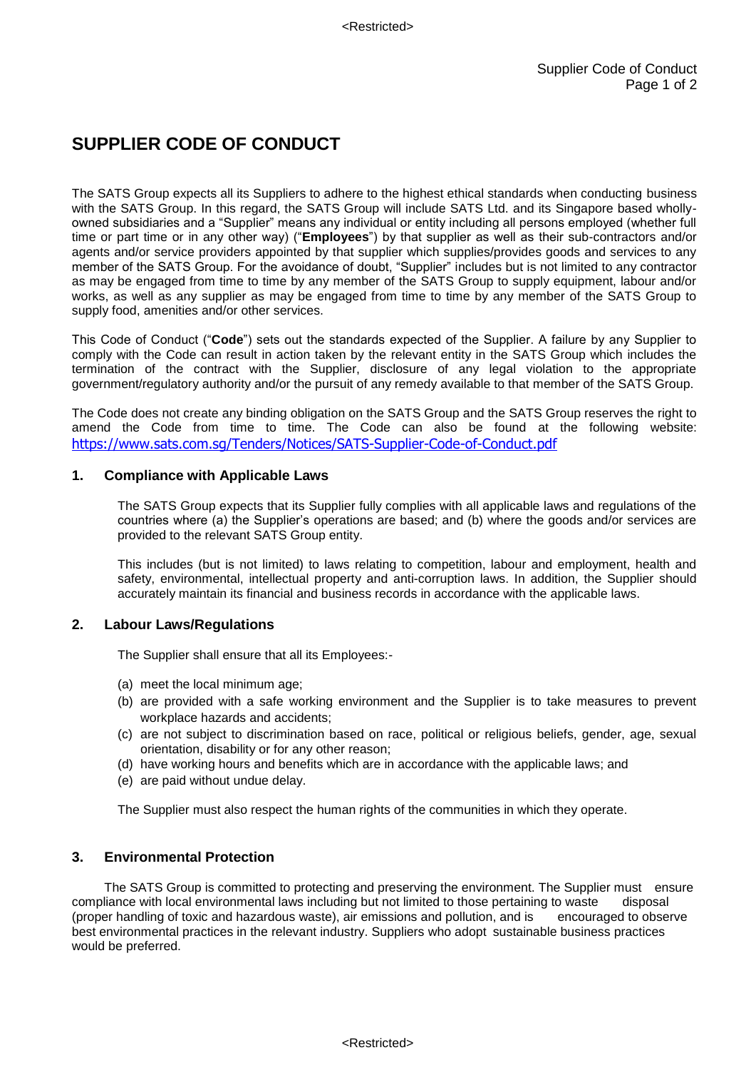# SUPPLIER CODE OF CONDUCT

The SATS Group expects all its Suppliers to adhere to the highest ethical standards when conducting business with the SATS Group. In this regard, the SATS Group will include SATS Ltd. and its Singapore based wholly-owned subsidiaries and a "Supplier" means any individual or entity including all persons employed (whether full time or part time or in any other way) ("**Employees**") by that supplier as well as their sub-contractors and/or agents and/or service providers appointed by that supplier which supplies/provides goods and services to any member of the SATS Group. For the avoidance of doubt, "Supplier" includes but is not limited to any contractor as may be engaged from time to time by any member of the SATS Group to supply equipment, labour and/or works, as well as any supplier as may be engaged from time to time by any member of the SATS Group to supply food, amenities and/or other services.

This Code of Conduct ("**Code**") sets out the standards expected of the Supplier. A failure by any Supplier to comply with the Code can result in action taken by the relevant entity in the SATS Group which includes the termination of the contract with the Supplier, disclosure of any legal violation to the appropriate government/regulatory authority and/or the pursuit of any remedy available to that member of the SATS Group.

The Code does not create any binding obligation on the SATS Group and the SATS Group reserves the right to amend the Code from time to time. The Code can also be found at the following website: https://www.sats.com.sg/Tenders/Notices/SATS-Supplier-Code-of-Conduct.pdf

## 1. Compliance with Applicable Laws

The SATS Group expects that its Supplier fully complies with all applicable laws and regulations of the countries where (a) the Supplier's operations are based; and (b) where the goods and/or services are provided to the relevant SATS Group entity.

This includes (but is not limited) to laws relating to competition, labour and employment, health and safety, environmental, intellectual property and anti-corruption laws. In addition, the Supplier should accurately maintain its financial and business records in accordance with the applicable laws.

## 2. Labour Laws/Regulations

The Supplier shall ensure that all its Employees:-

(a) meet the local minimum age;
(b) are provided with a safe working environment and the Supplier is to take measures to prevent workplace hazards and accidents;
(c) are not subject to discrimination based on race, political or religious beliefs, gender, age, sexual orientation, disability or for any other reason;
(d) have working hours and benefits which are in accordance with the applicable laws; and
(e) are paid without undue delay.

The Supplier must also respect the human rights of the communities in which they operate.

## 3. Environmental Protection

The SATS Group is committed to protecting and preserving the environment. The Supplier must ensure compliance with local environmental laws including but not limited to those pertaining to waste disposal (proper handling of toxic and hazardous waste), air emissions and pollution, and is encouraged to observe best environmental practices in the relevant industry. Suppliers who adopt sustainable business practices would be preferred.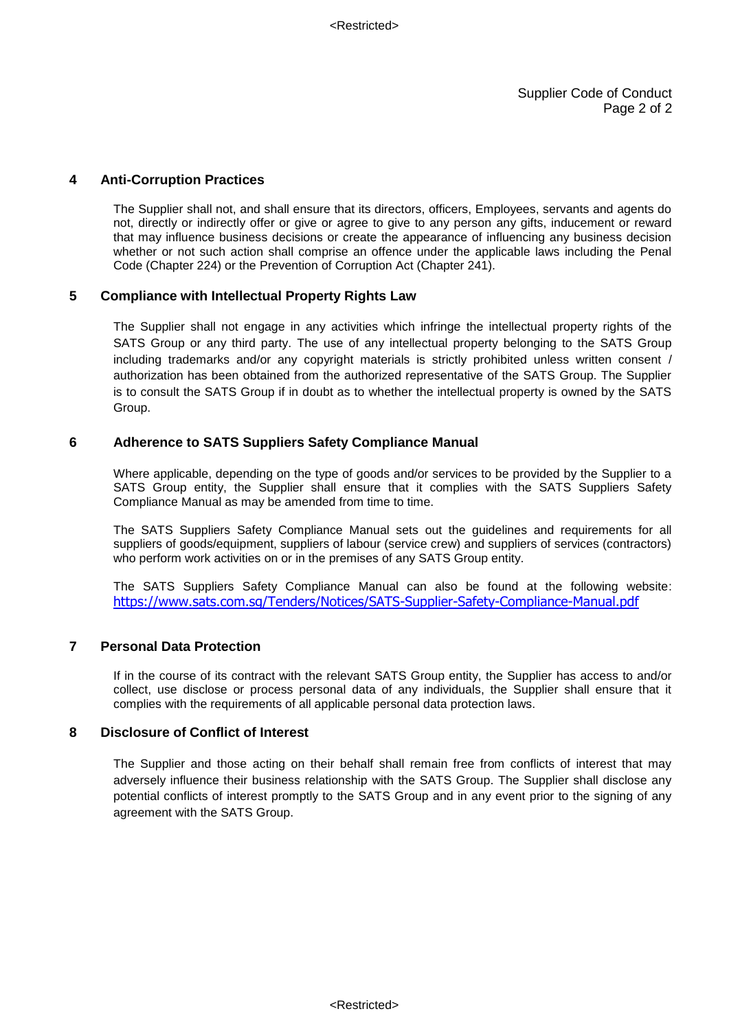## 4 Anti-Corruption Practices

The Supplier shall not, and shall ensure that its directors, officers, Employees, servants and agents do not, directly or indirectly offer or give or agree to give to any person any gifts, inducement or reward that may influence business decisions or create the appearance of influencing any business decision whether or not such action shall comprise an offence under the applicable laws including the Penal Code (Chapter 224) or the Prevention of Corruption Act (Chapter 241).

## 5 Compliance with Intellectual Property Rights Law

The Supplier shall not engage in any activities which infringe the intellectual property rights of the SATS Group or any third party. The use of any intellectual property belonging to the SATS Group including trademarks and/or any copyright materials is strictly prohibited unless written consent / authorization has been obtained from the authorized representative of the SATS Group. The Supplier is to consult the SATS Group if in doubt as to whether the intellectual property is owned by the SATS Group.

## 6 Adherence to SATS Suppliers Safety Compliance Manual

Where applicable, depending on the type of goods and/or services to be provided by the Supplier to a SATS Group entity, the Supplier shall ensure that it complies with the SATS Suppliers Safety Compliance Manual as may be amended from time to time.

The SATS Suppliers Safety Compliance Manual sets out the guidelines and requirements for all suppliers of goods/equipment, suppliers of labour (service crew) and suppliers of services (contractors) who perform work activities on or in the premises of any SATS Group entity.

The SATS Suppliers Safety Compliance Manual can also be found at the following website: https://www.sats.com.sg/Tenders/Notices/SATS-Supplier-Safety-Compliance-Manual.pdf

## 7 Personal Data Protection

If in the course of its contract with the relevant SATS Group entity, the Supplier has access to and/or collect, use disclose or process personal data of any individuals, the Supplier shall ensure that it complies with the requirements of all applicable personal data protection laws.

## 8 Disclosure of Conflict of Interest

The Supplier and those acting on their behalf shall remain free from conflicts of interest that may adversely influence their business relationship with the SATS Group. The Supplier shall disclose any potential conflicts of interest promptly to the SATS Group and in any event prior to the signing of any agreement with the SATS Group.